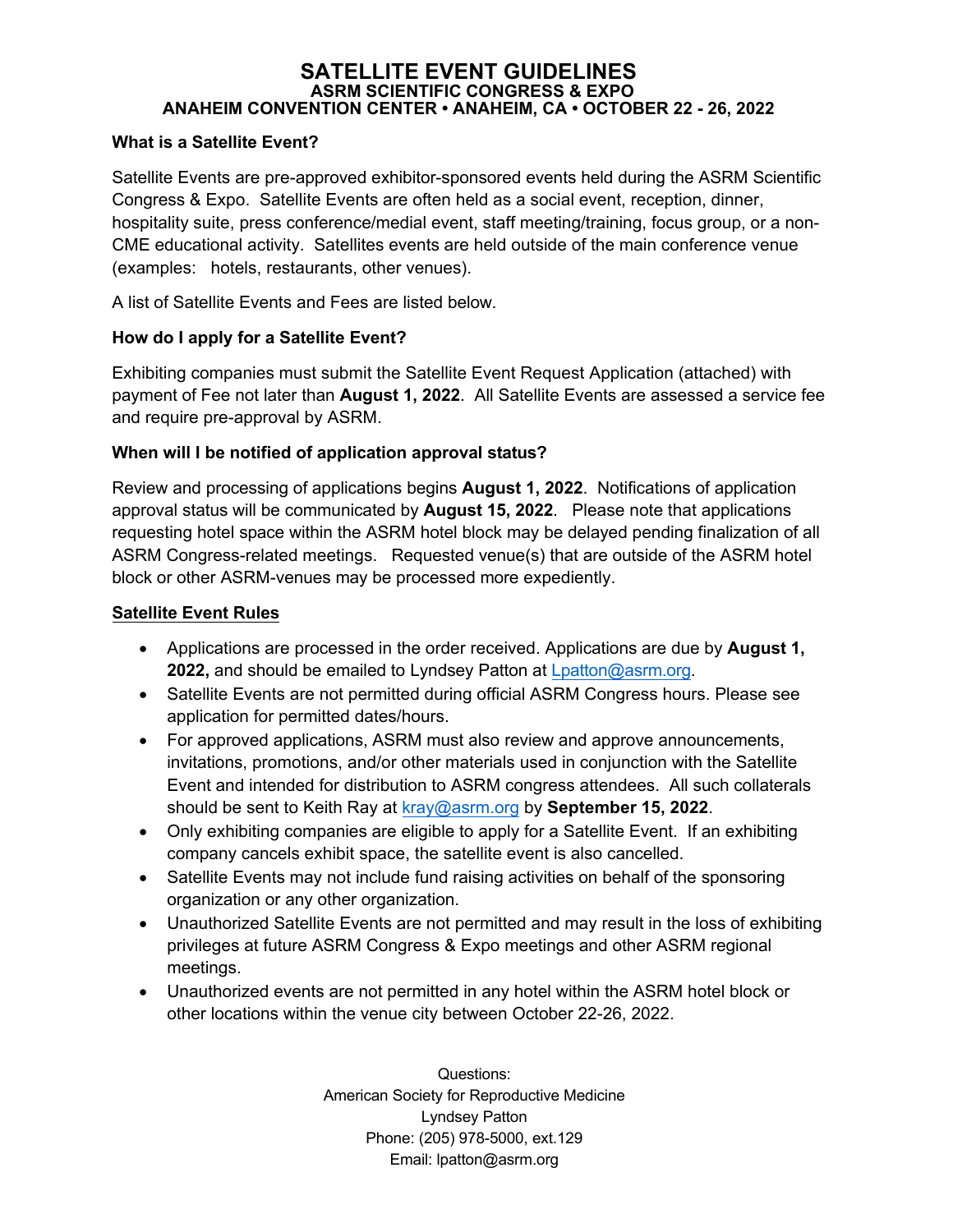# SATELLITE EVENT GUIDELINES

## ASRM SCIENTIFIC CONGRESS & EXPO

## ANAHEIM CONVENTION CENTER • ANAHEIM, CA • OCTOBER 22 - 26, 2022

**What is a Satellite Event?**

Satellite Events are pre-approved exhibitor-sponsored events held during the ASRM Scientific Congress & Expo. Satellite Events are often held as a social event, reception, dinner, hospitality suite, press conference/medial event, staff meeting/training, focus group, or a non-CME educational activity. Satellites events are held outside of the main conference venue (examples: hotels, restaurants, other venues).

A list of Satellite Events and Fees are listed below.

**How do I apply for a Satellite Event?**

Exhibiting companies must submit the Satellite Event Request Application (attached) with payment of Fee not later than **August 1, 2022**. All Satellite Events are assessed a service fee and require pre-approval by ASRM.

**When will I be notified of application approval status?**

Review and processing of applications begins **August 1, 2022**. Notifications of application approval status will be communicated by **August 15, 2022**. Please note that applications requesting hotel space within the ASRM hotel block may be delayed pending finalization of all ASRM Congress-related meetings. Requested venue(s) that are outside of the ASRM hotel block or other ASRM-venues may be processed more expediently.

**Satellite Event Rules**

- Applications are processed in the order received. Applications are due by **August 1, 2022,** and should be emailed to Lyndsey Patton at Lpatton@asrm.org.
- Satellite Events are not permitted during official ASRM Congress hours. Please see application for permitted dates/hours.
- For approved applications, ASRM must also review and approve announcements, invitations, promotions, and/or other materials used in conjunction with the Satellite Event and intended for distribution to ASRM congress attendees. All such collaterals should be sent to Keith Ray at kray@asrm.org by **September 15, 2022**.
- Only exhibiting companies are eligible to apply for a Satellite Event. If an exhibiting company cancels exhibit space, the satellite event is also cancelled.
- Satellite Events may not include fund raising activities on behalf of the sponsoring organization or any other organization.
- Unauthorized Satellite Events are not permitted and may result in the loss of exhibiting privileges at future ASRM Congress & Expo meetings and other ASRM regional meetings.
- Unauthorized events are not permitted in any hotel within the ASRM hotel block or other locations within the venue city between October 22-26, 2022.

Questions:
American Society for Reproductive Medicine
Lyndsey Patton
Phone: (205) 978-5000, ext.129
Email: lpatton@asrm.org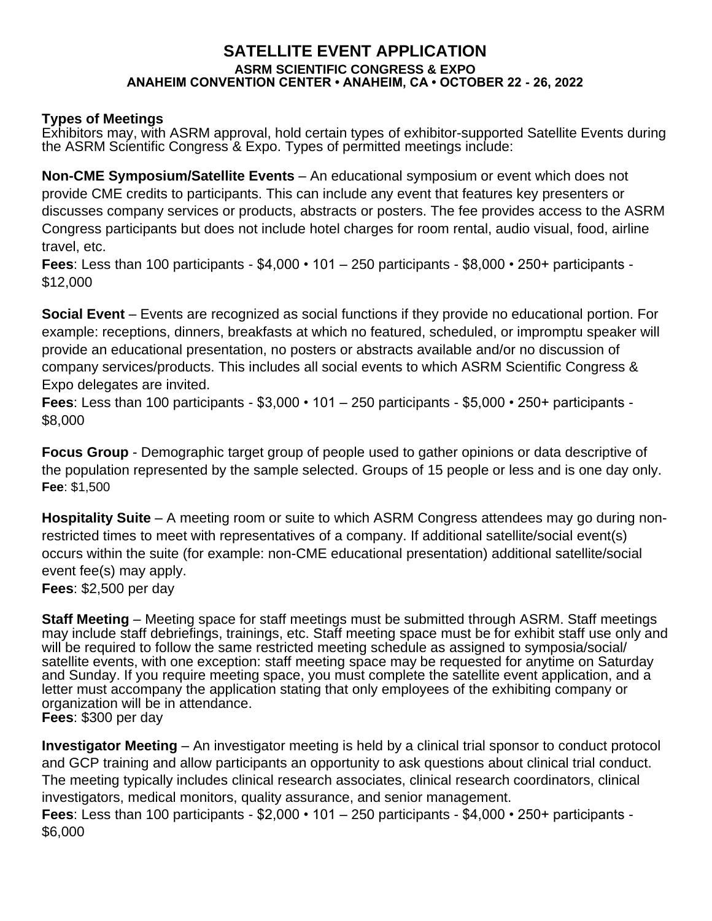# SATELLITE EVENT APPLICATION

### ASRM SCIENTIFIC CONGRESS & EXPO
### ANAHEIM CONVENTION CENTER • ANAHEIM, CA • OCTOBER 22 - 26, 2022

**Types of Meetings**
Exhibitors may, with ASRM approval, hold certain types of exhibitor-supported Satellite Events during the ASRM Scientific Congress & Expo. Types of permitted meetings include:

**Non-CME Symposium/Satellite Events** – An educational symposium or event which does not provide CME credits to participants. This can include any event that features key presenters or discusses company services or products, abstracts or posters. The fee provides access to the ASRM Congress participants but does not include hotel charges for room rental, audio visual, food, airline travel, etc.
**Fees**: Less than 100 participants - $4,000 • 101 – 250 participants - $8,000 • 250+ participants - $12,000

**Social Event** – Events are recognized as social functions if they provide no educational portion. For example: receptions, dinners, breakfasts at which no featured, scheduled, or impromptu speaker will provide an educational presentation, no posters or abstracts available and/or no discussion of company services/products. This includes all social events to which ASRM Scientific Congress & Expo delegates are invited.
**Fees**: Less than 100 participants - $3,000 • 101 – 250 participants - $5,000 • 250+ participants - $8,000

**Focus Group** - Demographic target group of people used to gather opinions or data descriptive of the population represented by the sample selected. Groups of 15 people or less and is one day only.
**Fee**: $1,500

**Hospitality Suite** – A meeting room or suite to which ASRM Congress attendees may go during non-restricted times to meet with representatives of a company. If additional satellite/social event(s) occurs within the suite (for example: non-CME educational presentation) additional satellite/social event fee(s) may apply.
**Fees**: $2,500 per day

**Staff Meeting** – Meeting space for staff meetings must be submitted through ASRM. Staff meetings may include staff debriefings, trainings, etc. Staff meeting space must be for exhibit staff use only and will be required to follow the same restricted meeting schedule as assigned to symposia/social/ satellite events, with one exception: staff meeting space may be requested for anytime on Saturday and Sunday. If you require meeting space, you must complete the satellite event application, and a letter must accompany the application stating that only employees of the exhibiting company or organization will be in attendance.
**Fees**: $300 per day

**Investigator Meeting** – An investigator meeting is held by a clinical trial sponsor to conduct protocol and GCP training and allow participants an opportunity to ask questions about clinical trial conduct. The meeting typically includes clinical research associates, clinical research coordinators, clinical investigators, medical monitors, quality assurance, and senior management.
**Fees**: Less than 100 participants - $2,000 • 101 – 250 participants - $4,000 • 250+ participants - $6,000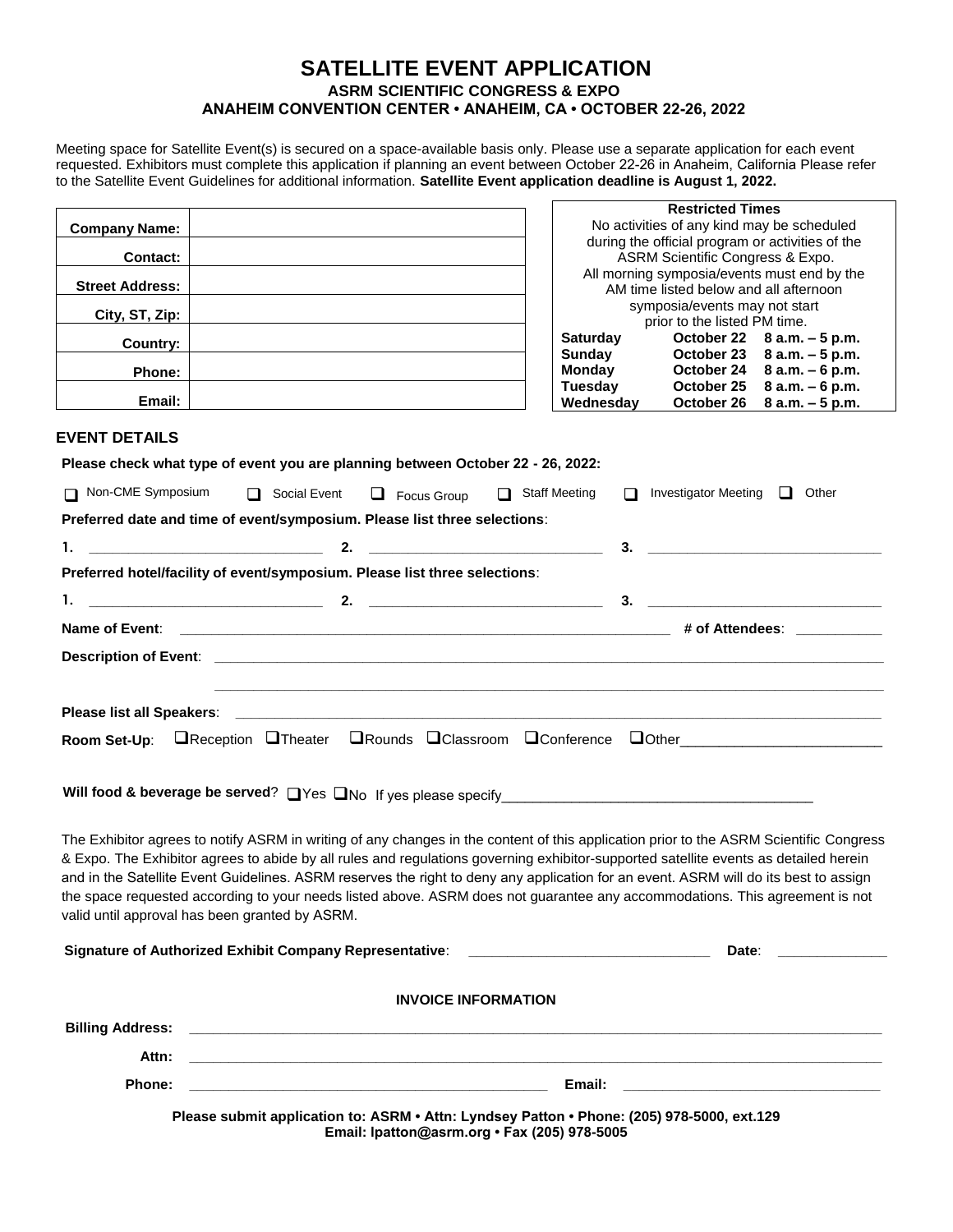# SATELLITE EVENT APPLICATION

**ASRM SCIENTIFIC CONGRESS & EXPO**

**ANAHEIM CONVENTION CENTER • ANAHEIM, CA • OCTOBER 22-26, 2022**

Meeting space for Satellite Event(s) is secured on a space-available basis only. Please use a separate application for each event requested. Exhibitors must complete this application if planning an event between October 22-26 in Anaheim, California Please refer to the Satellite Event Guidelines for additional information. **Satellite Event application deadline is August 1, 2022.**

| | |
|---|---|
| **Company Name:** | |
| **Contact:** | |
| **Street Address:** | |
| **City, ST, Zip:** | |
| **Country:** | |
| **Phone:** | |
| **Email:** | |

**Restricted Times**

No activities of any kind may be scheduled during the official program or activities of the ASRM Scientific Congress & Expo. All morning symposia/events must end by the AM time listed below and all afternoon symposia/events may not start prior to the listed PM time.

| | | |
|---|---|---|
| **Saturday** | **October 22** | **8 a.m. – 5 p.m.** |
| **Sunday** | **October 23** | **8 a.m. – 5 p.m.** |
| **Monday** | **October 24** | **8 a.m. – 6 p.m.** |
| **Tuesday** | **October 25** | **8 a.m. – 6 p.m.** |
| **Wednesday** | **October 26** | **8 a.m. – 5 p.m.** |

## EVENT DETAILS

**Please check what type of event you are planning between October 22 - 26, 2022:**

❑ Non-CME Symposium ❑ Social Event ❑ Focus Group ❑ Staff Meeting ❑ Investigator Meeting ❑ Other

**Preferred date and time of event/symposium. Please list three selections**:

**1.** ______________________ **2.** ______________________ **3.** ______________________

**Preferred hotel/facility of event/symposium. Please list three selections**:

**1.** ______________________ **2.** ______________________ **3.** ______________________

**Name of Event**: ____________________________________________ **# of Attendees**: __________

**Description of Event**: ____________________________________________

____________________________________________

**Please list all Speakers**: ____________________________________________

**Room Set-Up**: ❑Reception ❑Theater ❑Rounds ❑Classroom ❑Conference ❑Other______________________

**Will food & beverage be served**? ❑Yes ❑No If yes please specify______________________________

The Exhibitor agrees to notify ASRM in writing of any changes in the content of this application prior to the ASRM Scientific Congress & Expo. The Exhibitor agrees to abide by all rules and regulations governing exhibitor-supported satellite events as detailed herein and in the Satellite Event Guidelines. ASRM reserves the right to deny any application for an event. ASRM will do its best to assign the space requested according to your needs listed above. ASRM does not guarantee any accommodations. This agreement is not valid until approval has been granted by ASRM.

**Signature of Authorized Exhibit Company Representative**: ______________________ **Date**: __________

**INVOICE INFORMATION**

**Billing Address:** ____________________________________________

**Attn:** ____________________________________________

**Phone:** ______________________ **Email:** ______________________

**Please submit application to: ASRM • Attn: Lyndsey Patton • Phone: (205) 978-5000, ext.129**
**Email: lpatton@asrm.org • Fax (205) 978-5005**